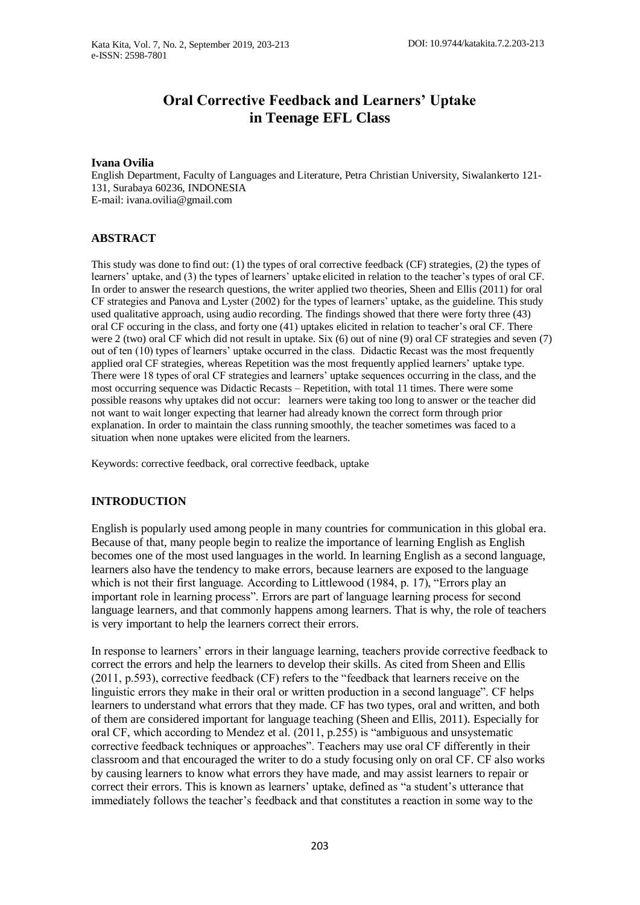# Oral Corrective Feedback and Learners' Uptake in Teenage EFL Class

**Ivana Ovilia**

English Department, Faculty of Languages and Literature, Petra Christian University, Siwalankerto 121-131, Surabaya 60236, INDONESIA

E-mail: ivana.ovilia@gmail.com

## ABSTRACT

This study was done to find out: (1) the types of oral corrective feedback (CF) strategies, (2) the types of learners' uptake, and (3) the types of learners' uptake elicited in relation to the teacher's types of oral CF. In order to answer the research questions, the writer applied two theories, Sheen and Ellis (2011) for oral CF strategies and Panova and Lyster (2002) for the types of learners' uptake, as the guideline. This study used qualitative approach, using audio recording. The findings showed that there were forty three (43) oral CF occuring in the class, and forty one (41) uptakes elicited in relation to teacher's oral CF. There were 2 (two) oral CF which did not result in uptake. Six (6) out of nine (9) oral CF strategies and seven (7) out of ten (10) types of learners' uptake occurred in the class. Didactic Recast was the most frequently applied oral CF strategies, whereas Repetition was the most frequently applied learners' uptake type. There were 18 types of oral CF strategies and learners' uptake sequences occurring in the class, and the most occurring sequence was Didactic Recasts – Repetition, with total 11 times. There were some possible reasons why uptakes did not occur: learners were taking too long to answer or the teacher did not want to wait longer expecting that learner had already known the correct form through prior explanation. In order to maintain the class running smoothly, the teacher sometimes was faced to a situation when none uptakes were elicited from the learners.

Keywords: corrective feedback, oral corrective feedback, uptake

## INTRODUCTION

English is popularly used among people in many countries for communication in this global era. Because of that, many people begin to realize the importance of learning English as English becomes one of the most used languages in the world. In learning English as a second language, learners also have the tendency to make errors, because learners are exposed to the language which is not their first language. According to Littlewood (1984, p. 17), "Errors play an important role in learning process". Errors are part of language learning process for second language learners, and that commonly happens among learners. That is why, the role of teachers is very important to help the learners correct their errors.

In response to learners' errors in their language learning, teachers provide corrective feedback to correct the errors and help the learners to develop their skills. As cited from Sheen and Ellis (2011, p.593), corrective feedback (CF) refers to the "feedback that learners receive on the linguistic errors they make in their oral or written production in a second language". CF helps learners to understand what errors that they made. CF has two types, oral and written, and both of them are considered important for language teaching (Sheen and Ellis, 2011). Especially for oral CF, which according to Mendez et al. (2011, p.255) is "ambiguous and unsystematic corrective feedback techniques or approaches". Teachers may use oral CF differently in their classroom and that encouraged the writer to do a study focusing only on oral CF. CF also works by causing learners to know what errors they have made, and may assist learners to repair or correct their errors. This is known as learners' uptake, defined as "a student's utterance that immediately follows the teacher's feedback and that constitutes a reaction in some way to the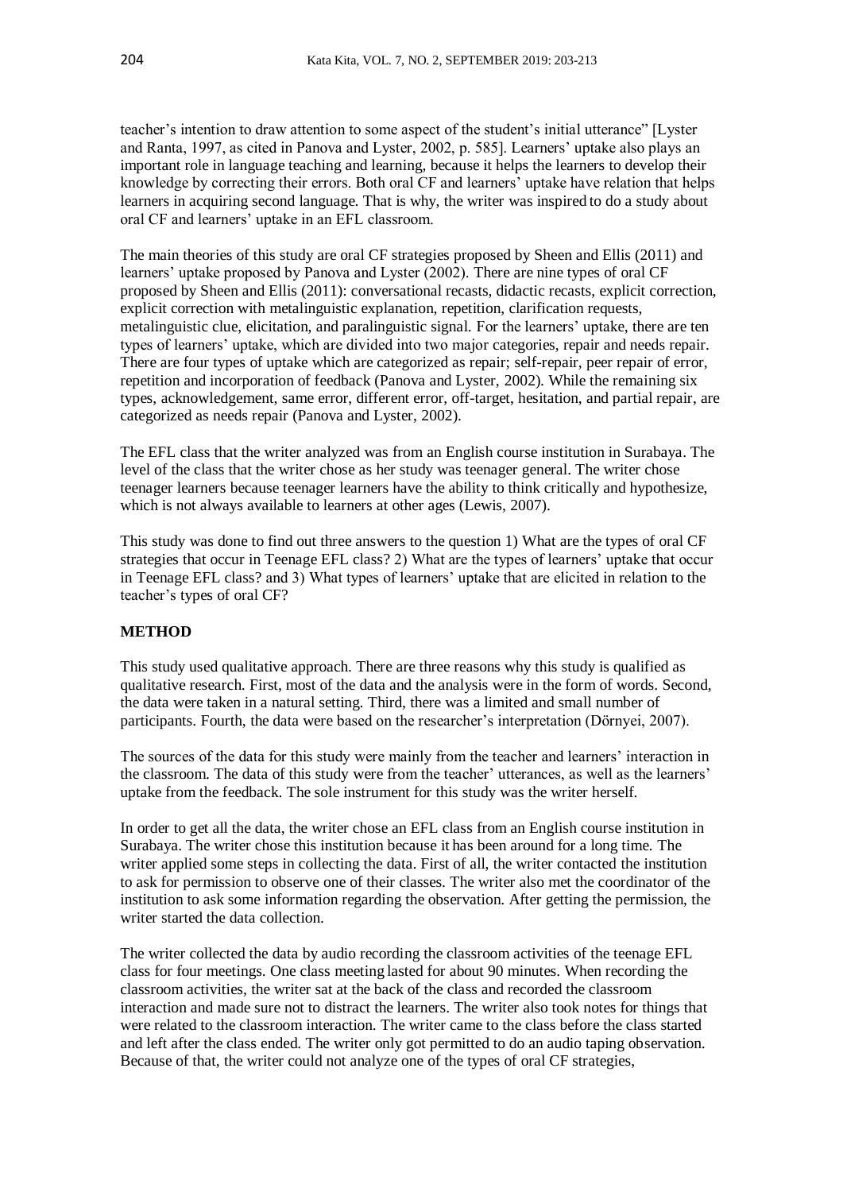teacher's intention to draw attention to some aspect of the student's initial utterance" [Lyster and Ranta, 1997, as cited in Panova and Lyster, 2002, p. 585]. Learners' uptake also plays an important role in language teaching and learning, because it helps the learners to develop their knowledge by correcting their errors. Both oral CF and learners' uptake have relation that helps learners in acquiring second language. That is why, the writer was inspired to do a study about oral CF and learners' uptake in an EFL classroom.

The main theories of this study are oral CF strategies proposed by Sheen and Ellis (2011) and learners' uptake proposed by Panova and Lyster (2002). There are nine types of oral CF proposed by Sheen and Ellis (2011): conversational recasts, didactic recasts, explicit correction, explicit correction with metalinguistic explanation, repetition, clarification requests, metalinguistic clue, elicitation, and paralinguistic signal. For the learners' uptake, there are ten types of learners' uptake, which are divided into two major categories, repair and needs repair. There are four types of uptake which are categorized as repair; self-repair, peer repair of error, repetition and incorporation of feedback (Panova and Lyster, 2002). While the remaining six types, acknowledgement, same error, different error, off-target, hesitation, and partial repair, are categorized as needs repair (Panova and Lyster, 2002).

The EFL class that the writer analyzed was from an English course institution in Surabaya. The level of the class that the writer chose as her study was teenager general. The writer chose teenager learners because teenager learners have the ability to think critically and hypothesize, which is not always available to learners at other ages (Lewis, 2007).

This study was done to find out three answers to the question 1) What are the types of oral CF strategies that occur in Teenage EFL class? 2) What are the types of learners' uptake that occur in Teenage EFL class? and 3) What types of learners' uptake that are elicited in relation to the teacher's types of oral CF?

## METHOD

This study used qualitative approach. There are three reasons why this study is qualified as qualitative research. First, most of the data and the analysis were in the form of words. Second, the data were taken in a natural setting. Third, there was a limited and small number of participants. Fourth, the data were based on the researcher's interpretation (Dörnyei, 2007).

The sources of the data for this study were mainly from the teacher and learners' interaction in the classroom. The data of this study were from the teacher' utterances, as well as the learners' uptake from the feedback. The sole instrument for this study was the writer herself.

In order to get all the data, the writer chose an EFL class from an English course institution in Surabaya. The writer chose this institution because it has been around for a long time. The writer applied some steps in collecting the data. First of all, the writer contacted the institution to ask for permission to observe one of their classes. The writer also met the coordinator of the institution to ask some information regarding the observation. After getting the permission, the writer started the data collection.

The writer collected the data by audio recording the classroom activities of the teenage EFL class for four meetings. One class meeting lasted for about 90 minutes. When recording the classroom activities, the writer sat at the back of the class and recorded the classroom interaction and made sure not to distract the learners. The writer also took notes for things that were related to the classroom interaction. The writer came to the class before the class started and left after the class ended. The writer only got permitted to do an audio taping observation. Because of that, the writer could not analyze one of the types of oral CF strategies,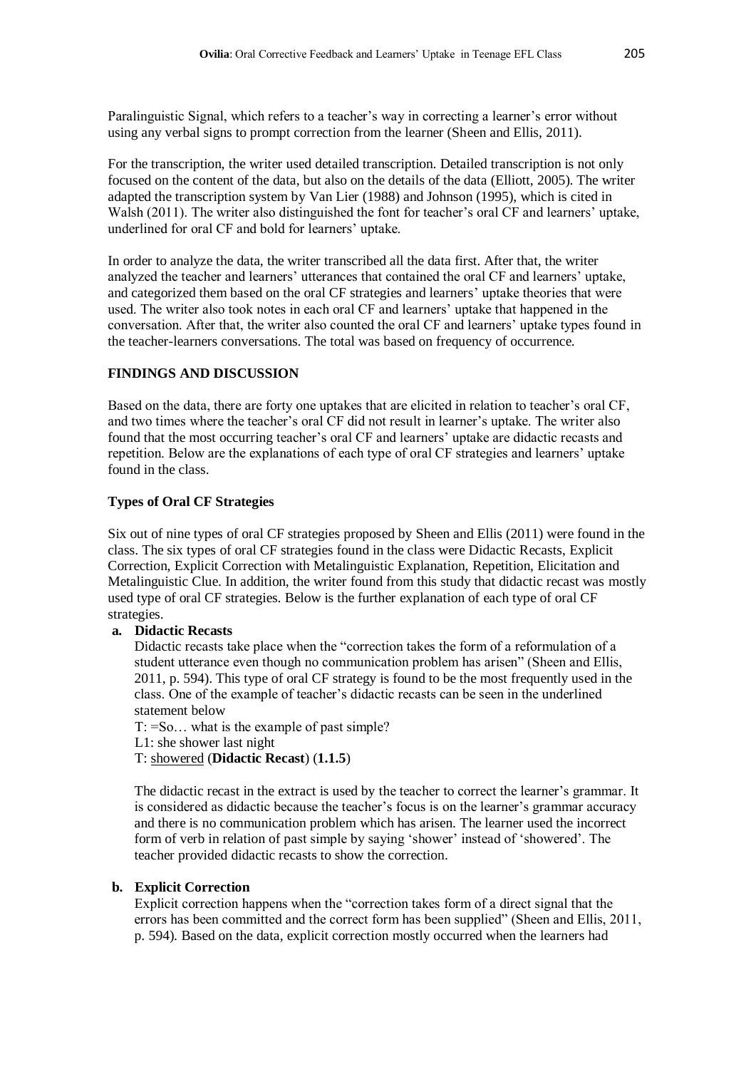Paralinguistic Signal, which refers to a teacher's way in correcting a learner's error without using any verbal signs to prompt correction from the learner (Sheen and Ellis, 2011).

For the transcription, the writer used detailed transcription. Detailed transcription is not only focused on the content of the data, but also on the details of the data (Elliott, 2005). The writer adapted the transcription system by Van Lier (1988) and Johnson (1995), which is cited in Walsh (2011). The writer also distinguished the font for teacher's oral CF and learners' uptake, underlined for oral CF and bold for learners' uptake.

In order to analyze the data, the writer transcribed all the data first. After that, the writer analyzed the teacher and learners' utterances that contained the oral CF and learners' uptake, and categorized them based on the oral CF strategies and learners' uptake theories that were used. The writer also took notes in each oral CF and learners' uptake that happened in the conversation. After that, the writer also counted the oral CF and learners' uptake types found in the teacher-learners conversations. The total was based on frequency of occurrence.

## FINDINGS AND DISCUSSION

Based on the data, there are forty one uptakes that are elicited in relation to teacher's oral CF, and two times where the teacher's oral CF did not result in learner's uptake. The writer also found that the most occurring teacher's oral CF and learners' uptake are didactic recasts and repetition. Below are the explanations of each type of oral CF strategies and learners' uptake found in the class.

### Types of Oral CF Strategies

Six out of nine types of oral CF strategies proposed by Sheen and Ellis (2011) were found in the class. The six types of oral CF strategies found in the class were Didactic Recasts, Explicit Correction, Explicit Correction with Metalinguistic Explanation, Repetition, Elicitation and Metalinguistic Clue. In addition, the writer found from this study that didactic recast was mostly used type of oral CF strategies. Below is the further explanation of each type of oral CF strategies.

**a. Didactic Recasts**

Didactic recasts take place when the "correction takes the form of a reformulation of a student utterance even though no communication problem has arisen" (Sheen and Ellis, 2011, p. 594). This type of oral CF strategy is found to be the most frequently used in the class. One of the example of teacher's didactic recasts can be seen in the underlined statement below

T: =So… what is the example of past simple?
L1: she shower last night
T: <u>showered</u> (**Didactic Recast**) (**1.1.5**)

The didactic recast in the extract is used by the teacher to correct the learner's grammar. It is considered as didactic because the teacher's focus is on the learner's grammar accuracy and there is no communication problem which has arisen. The learner used the incorrect form of verb in relation of past simple by saying 'shower' instead of 'showered'. The teacher provided didactic recasts to show the correction.

**b. Explicit Correction**

Explicit correction happens when the "correction takes form of a direct signal that the errors has been committed and the correct form has been supplied" (Sheen and Ellis, 2011, p. 594). Based on the data, explicit correction mostly occurred when the learners had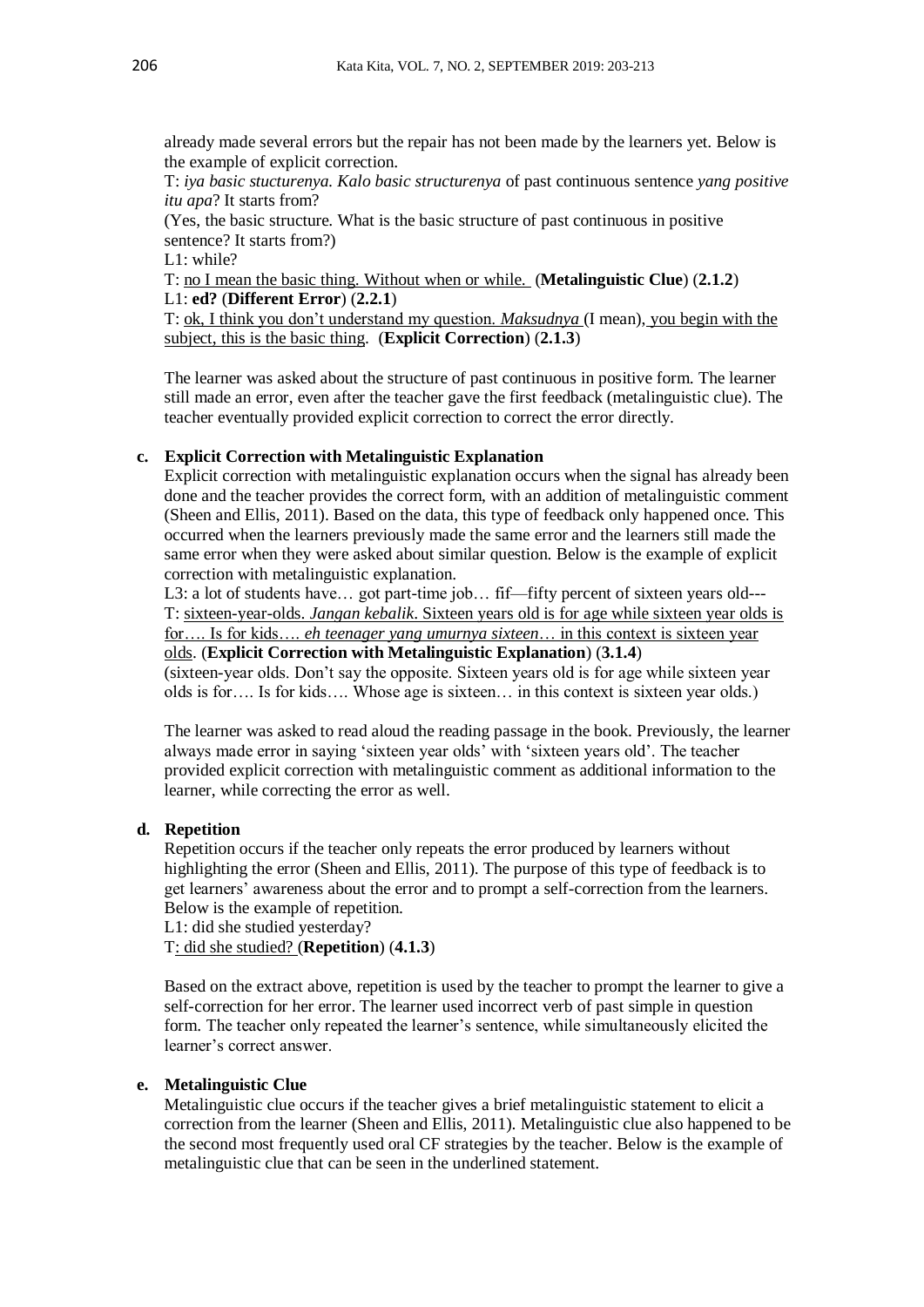already made several errors but the repair has not been made by the learners yet. Below is the example of explicit correction.

T: *iya basic stucturenya. Kalo basic structurenya* of past continuous sentence *yang positive itu apa*? It starts from?

(Yes, the basic structure. What is the basic structure of past continuous in positive sentence? It starts from?)

L1: while?

T: <u>no I mean the basic thing. Without when or while.</u> (**Metalinguistic Clue**) (**2.1.2**)

L1: **ed?** (**Different Error**) (**2.2.1**)

T: <u>ok, I think you don't understand my question. *Maksudnya* (I mean), you begin with the subject, this is the basic thing</u>. (**Explicit Correction**) (**2.1.3**)

The learner was asked about the structure of past continuous in positive form. The learner still made an error, even after the teacher gave the first feedback (metalinguistic clue). The teacher eventually provided explicit correction to correct the error directly.

**c. Explicit Correction with Metalinguistic Explanation**

Explicit correction with metalinguistic explanation occurs when the signal has already been done and the teacher provides the correct form, with an addition of metalinguistic comment (Sheen and Ellis, 2011). Based on the data, this type of feedback only happened once. This occurred when the learners previously made the same error and the learners still made the same error when they were asked about similar question. Below is the example of explicit correction with metalinguistic explanation.

L3: a lot of students have… got part-time job… fif—fifty percent of sixteen years old---

T: <u>sixteen-year-olds. *Jangan kebalik*. Sixteen years old is for age while sixteen year olds is for…. Is for kids…. *eh teenager yang umurnya sixteen*… in this context is sixteen year olds</u>. (**Explicit Correction with Metalinguistic Explanation**) (**3.1.4**)

(sixteen-year olds. Don't say the opposite. Sixteen years old is for age while sixteen year olds is for…. Is for kids…. Whose age is sixteen… in this context is sixteen year olds.)

The learner was asked to read aloud the reading passage in the book. Previously, the learner always made error in saying 'sixteen year olds' with 'sixteen years old'. The teacher provided explicit correction with metalinguistic comment as additional information to the learner, while correcting the error as well.

**d. Repetition**

Repetition occurs if the teacher only repeats the error produced by learners without highlighting the error (Sheen and Ellis, 2011). The purpose of this type of feedback is to get learners' awareness about the error and to prompt a self-correction from the learners. Below is the example of repetition.

L1: did she studied yesterday?

T<u>: did she studied?</u> (**Repetition**) (**4.1.3**)

Based on the extract above, repetition is used by the teacher to prompt the learner to give a self-correction for her error. The learner used incorrect verb of past simple in question form. The teacher only repeated the learner's sentence, while simultaneously elicited the learner's correct answer.

**e. Metalinguistic Clue**

Metalinguistic clue occurs if the teacher gives a brief metalinguistic statement to elicit a correction from the learner (Sheen and Ellis, 2011). Metalinguistic clue also happened to be the second most frequently used oral CF strategies by the teacher. Below is the example of metalinguistic clue that can be seen in the underlined statement.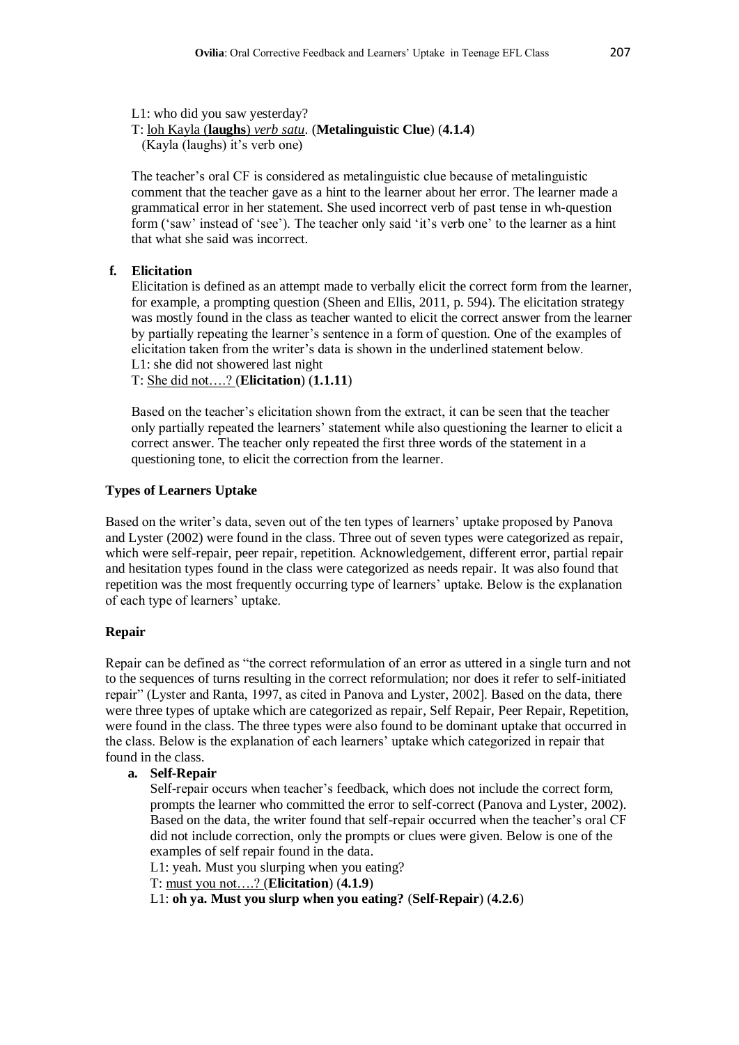L1: who did you saw yesterday?
T: <u>loh Kayla (**laughs**) *verb satu*.</u> (**Metalinguistic Clue**) (**4.1.4**)
(Kayla (laughs) it's verb one)

The teacher's oral CF is considered as metalinguistic clue because of metalinguistic comment that the teacher gave as a hint to the learner about her error. The learner made a grammatical error in her statement. She used incorrect verb of past tense in wh-question form ('saw' instead of 'see'). The teacher only said 'it's verb one' to the learner as a hint that what she said was incorrect.

**f. Elicitation**

Elicitation is defined as an attempt made to verbally elicit the correct form from the learner, for example, a prompting question (Sheen and Ellis, 2011, p. 594). The elicitation strategy was mostly found in the class as teacher wanted to elicit the correct answer from the learner by partially repeating the learner's sentence in a form of question. One of the examples of elicitation taken from the writer's data is shown in the underlined statement below.

L1: she did not showered last night
T: <u>She did not….?</u> (**Elicitation**) (**1.1.11**)

Based on the teacher's elicitation shown from the extract, it can be seen that the teacher only partially repeated the learners' statement while also questioning the learner to elicit a correct answer. The teacher only repeated the first three words of the statement in a questioning tone, to elicit the correction from the learner.

### Types of Learners Uptake

Based on the writer's data, seven out of the ten types of learners' uptake proposed by Panova and Lyster (2002) were found in the class. Three out of seven types were categorized as repair, which were self-repair, peer repair, repetition. Acknowledgement, different error, partial repair and hesitation types found in the class were categorized as needs repair. It was also found that repetition was the most frequently occurring type of learners' uptake. Below is the explanation of each type of learners' uptake.

### Repair

Repair can be defined as "the correct reformulation of an error as uttered in a single turn and not to the sequences of turns resulting in the correct reformulation; nor does it refer to self-initiated repair" (Lyster and Ranta, 1997, as cited in Panova and Lyster, 2002]. Based on the data, there were three types of uptake which are categorized as repair, Self Repair, Peer Repair, Repetition, were found in the class. The three types were also found to be dominant uptake that occurred in the class. Below is the explanation of each learners' uptake which categorized in repair that found in the class.

**a. Self-Repair**

Self-repair occurs when teacher's feedback, which does not include the correct form, prompts the learner who committed the error to self-correct (Panova and Lyster, 2002). Based on the data, the writer found that self-repair occurred when the teacher's oral CF did not include correction, only the prompts or clues were given. Below is one of the examples of self repair found in the data.

L1: yeah. Must you slurping when you eating?
T: <u>must you not….?</u> (**Elicitation**) (**4.1.9**)
L1: **oh ya. Must you slurp when you eating?** (**Self-Repair**) (**4.2.6**)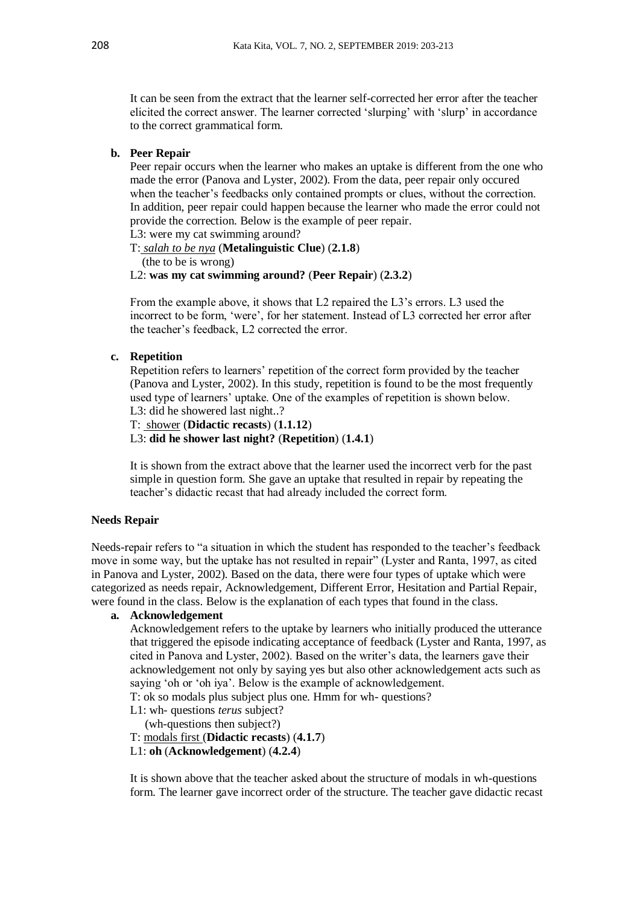It can be seen from the extract that the learner self-corrected her error after the teacher elicited the correct answer. The learner corrected 'slurping' with 'slurp' in accordance to the correct grammatical form.

**b. Peer Repair**

Peer repair occurs when the learner who makes an uptake is different from the one who made the error (Panova and Lyster, 2002). From the data, peer repair only occured when the teacher's feedbacks only contained prompts or clues, without the correction. In addition, peer repair could happen because the learner who made the error could not provide the correction. Below is the example of peer repair.

L3: were my cat swimming around?
T: *salah to be nya* (**Metalinguistic Clue**) (**2.1.8**)
(the to be is wrong)
L2: **was my cat swimming around?** (**Peer Repair**) (**2.3.2**)

From the example above, it shows that L2 repaired the L3's errors. L3 used the incorrect to be form, 'were', for her statement. Instead of L3 corrected her error after the teacher's feedback, L2 corrected the error.

**c. Repetition**

Repetition refers to learners' repetition of the correct form provided by the teacher (Panova and Lyster, 2002). In this study, repetition is found to be the most frequently used type of learners' uptake. One of the examples of repetition is shown below.

L3: did he showered last night..?
T: shower (**Didactic recasts**) (**1.1.12**)
L3: **did he shower last night?** (**Repetition**) (**1.4.1**)

It is shown from the extract above that the learner used the incorrect verb for the past simple in question form. She gave an uptake that resulted in repair by repeating the teacher's didactic recast that had already included the correct form.

**Needs Repair**

Needs-repair refers to "a situation in which the student has responded to the teacher's feedback move in some way, but the uptake has not resulted in repair" (Lyster and Ranta, 1997, as cited in Panova and Lyster, 2002). Based on the data, there were four types of uptake which were categorized as needs repair, Acknowledgement, Different Error, Hesitation and Partial Repair, were found in the class. Below is the explanation of each types that found in the class.

**a. Acknowledgement**

Acknowledgement refers to the uptake by learners who initially produced the utterance that triggered the episode indicating acceptance of feedback (Lyster and Ranta, 1997, as cited in Panova and Lyster, 2002). Based on the writer's data, the learners gave their acknowledgement not only by saying yes but also other acknowledgement acts such as saying 'oh or 'oh iya'. Below is the example of acknowledgement.

T: ok so modals plus subject plus one. Hmm for wh- questions?
L1: wh- questions *terus* subject?
(wh-questions then subject?)
T: modals first (**Didactic recasts**) (**4.1.7**)
L1: **oh** (**Acknowledgement**) (**4.2.4**)

It is shown above that the teacher asked about the structure of modals in wh-questions form. The learner gave incorrect order of the structure. The teacher gave didactic recast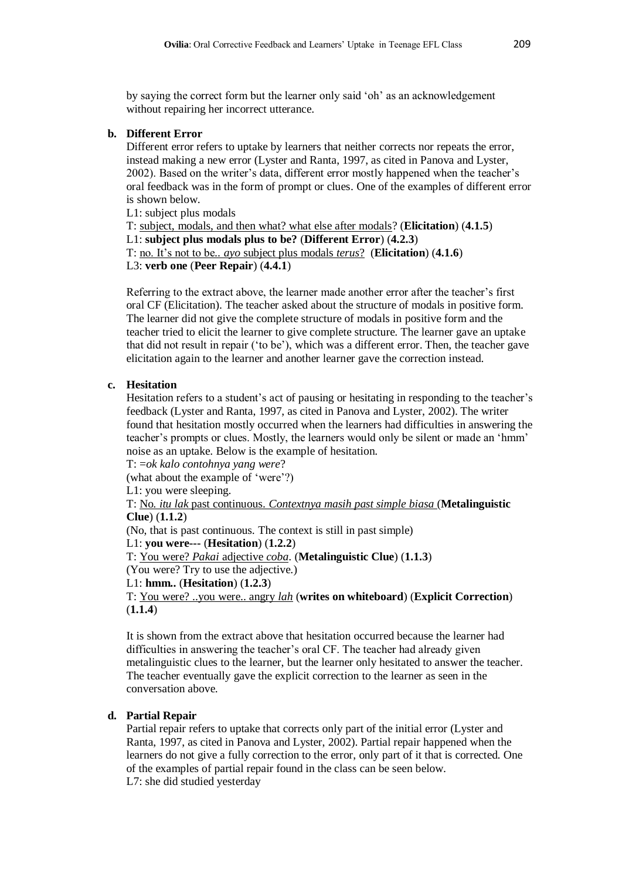by saying the correct form but the learner only said 'oh' as an acknowledgement without repairing her incorrect utterance.

**b. Different Error**

Different error refers to uptake by learners that neither corrects nor repeats the error, instead making a new error (Lyster and Ranta, 1997, as cited in Panova and Lyster, 2002). Based on the writer's data, different error mostly happened when the teacher's oral feedback was in the form of prompt or clues. One of the examples of different error is shown below.

L1: subject plus modals  
T: <u>subject, modals, and then what? what else after modals</u>? (**Elicitation**) (**4.1.5**)  
L1: **subject plus modals plus to be?** (**Different Error**) (**4.2.3**)  
T: <u>no. It's not to be.. *ayo* subject plus modals *terus*</u>? (**Elicitation**) (**4.1.6**)  
L3: **verb one** (**Peer Repair**) (**4.4.1**)

Referring to the extract above, the learner made another error after the teacher's first oral CF (Elicitation). The teacher asked about the structure of modals in positive form. The learner did not give the complete structure of modals in positive form and the teacher tried to elicit the learner to give complete structure. The learner gave an uptake that did not result in repair ('to be'), which was a different error. Then, the teacher gave elicitation again to the learner and another learner gave the correction instead.

**c. Hesitation**

Hesitation refers to a student's act of pausing or hesitating in responding to the teacher's feedback (Lyster and Ranta, 1997, as cited in Panova and Lyster, 2002). The writer found that hesitation mostly occurred when the learners had difficulties in answering the teacher's prompts or clues. Mostly, the learners would only be silent or made an 'hmm' noise as an uptake. Below is the example of hesitation.

T: =*ok kalo contohnya yang were*?  
(what about the example of 'were'?)  
L1: you were sleeping.  
T: <u>No. *itu lak* past continuous. *Contextnya masih past simple biasa*</u> (**Metalinguistic Clue**) (**1.1.2**)  
(No, that is past continuous. The context is still in past simple)  
L1: **you were---** (**Hesitation**) (**1.2.2**)  
T: <u>You were? *Pakai* adjective *coba*</u>. (**Metalinguistic Clue**) (**1.1.3**)  
(You were? Try to use the adjective.)  
L1: **hmm..** (**Hesitation**) (**1.2.3**)  
T: <u>You were? ..you were.. angry *lah*</u> (**writes on whiteboard**) (**Explicit Correction**) (**1.1.4**)

It is shown from the extract above that hesitation occurred because the learner had difficulties in answering the teacher's oral CF. The teacher had already given metalinguistic clues to the learner, but the learner only hesitated to answer the teacher. The teacher eventually gave the explicit correction to the learner as seen in the conversation above.

**d. Partial Repair**

Partial repair refers to uptake that corrects only part of the initial error (Lyster and Ranta, 1997, as cited in Panova and Lyster, 2002). Partial repair happened when the learners do not give a fully correction to the error, only part of it that is corrected. One of the examples of partial repair found in the class can be seen below.

L7: she did studied yesterday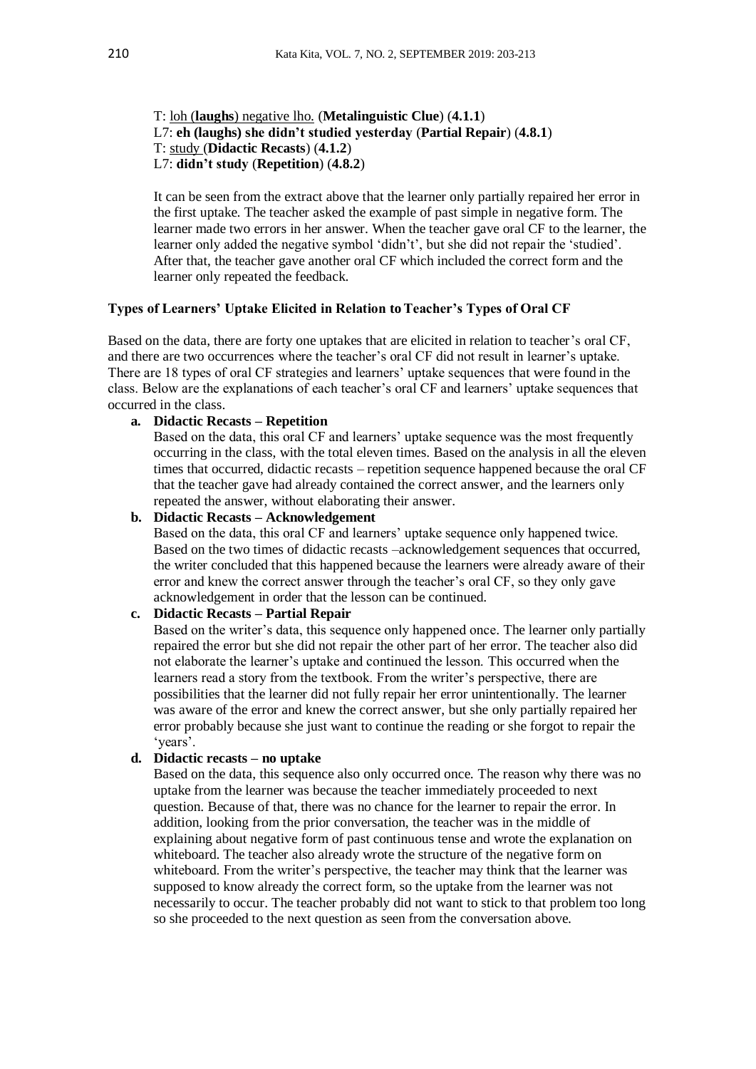T: <u>loh (**laughs**) negative lho.</u> (**Metalinguistic Clue**) (**4.1.1**)
L7: **eh (laughs) she didn't studied yesterday** (**Partial Repair**) (**4.8.1**)
T: <u>study</u> (**Didactic Recasts**) (**4.1.2**)
L7: **didn't study** (**Repetition**) (**4.8.2**)

It can be seen from the extract above that the learner only partially repaired her error in the first uptake. The teacher asked the example of past simple in negative form. The learner made two errors in her answer. When the teacher gave oral CF to the learner, the learner only added the negative symbol 'didn't', but she did not repair the 'studied'. After that, the teacher gave another oral CF which included the correct form and the learner only repeated the feedback.

### Types of Learners' Uptake Elicited in Relation to Teacher's Types of Oral CF

Based on the data, there are forty one uptakes that are elicited in relation to teacher's oral CF, and there are two occurrences where the teacher's oral CF did not result in learner's uptake. There are 18 types of oral CF strategies and learners' uptake sequences that were found in the class. Below are the explanations of each teacher's oral CF and learners' uptake sequences that occurred in the class.

a. **Didactic Recasts – Repetition**
   Based on the data, this oral CF and learners' uptake sequence was the most frequently occurring in the class, with the total eleven times. Based on the analysis in all the eleven times that occurred, didactic recasts – repetition sequence happened because the oral CF that the teacher gave had already contained the correct answer, and the learners only repeated the answer, without elaborating their answer.

b. **Didactic Recasts – Acknowledgement**
   Based on the data, this oral CF and learners' uptake sequence only happened twice. Based on the two times of didactic recasts –acknowledgement sequences that occurred, the writer concluded that this happened because the learners were already aware of their error and knew the correct answer through the teacher's oral CF, so they only gave acknowledgement in order that the lesson can be continued.

c. **Didactic Recasts – Partial Repair**
   Based on the writer's data, this sequence only happened once. The learner only partially repaired the error but she did not repair the other part of her error. The teacher also did not elaborate the learner's uptake and continued the lesson. This occurred when the learners read a story from the textbook. From the writer's perspective, there are possibilities that the learner did not fully repair her error unintentionally. The learner was aware of the error and knew the correct answer, but she only partially repaired her error probably because she just want to continue the reading or she forgot to repair the 'years'.

d. **Didactic recasts – no uptake**
   Based on the data, this sequence also only occurred once. The reason why there was no uptake from the learner was because the teacher immediately proceeded to next question. Because of that, there was no chance for the learner to repair the error. In addition, looking from the prior conversation, the teacher was in the middle of explaining about negative form of past continuous tense and wrote the explanation on whiteboard. The teacher also already wrote the structure of the negative form on whiteboard. From the writer's perspective, the teacher may think that the learner was supposed to know already the correct form, so the uptake from the learner was not necessarily to occur. The teacher probably did not want to stick to that problem too long so she proceeded to the next question as seen from the conversation above.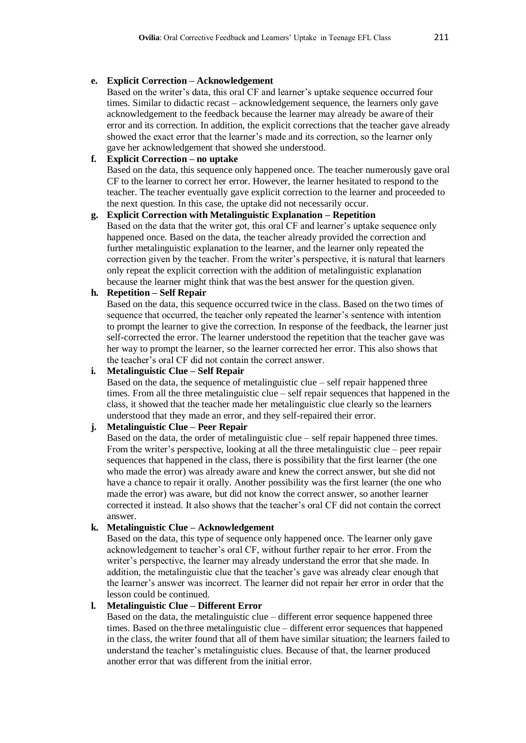**e. Explicit Correction – Acknowledgement**

Based on the writer's data, this oral CF and learner's uptake sequence occurred four times. Similar to didactic recast – acknowledgement sequence, the learners only gave acknowledgement to the feedback because the learner may already be aware of their error and its correction. In addition, the explicit corrections that the teacher gave already showed the exact error that the learner's made and its correction, so the learner only gave her acknowledgement that showed she understood.

**f. Explicit Correction – no uptake**

Based on the data, this sequence only happened once. The teacher numerously gave oral CF to the learner to correct her error. However, the learner hesitated to respond to the teacher. The teacher eventually gave explicit correction to the learner and proceeded to the next question. In this case, the uptake did not necessarily occur.

**g. Explicit Correction with Metalinguistic Explanation – Repetition**

Based on the data that the writer got, this oral CF and learner's uptake sequence only happened once. Based on the data, the teacher already provided the correction and further metalinguistic explanation to the learner, and the learner only repeated the correction given by the teacher. From the writer's perspective, it is natural that learners only repeat the explicit correction with the addition of metalinguistic explanation because the learner might think that was the best answer for the question given.

**h. Repetition – Self Repair**

Based on the data, this sequence occurred twice in the class. Based on the two times of sequence that occurred, the teacher only repeated the learner's sentence with intention to prompt the learner to give the correction. In response of the feedback, the learner just self-corrected the error. The learner understood the repetition that the teacher gave was her way to prompt the learner, so the learner corrected her error. This also shows that the teacher's oral CF did not contain the correct answer.

**i. Metalinguistic Clue – Self Repair**

Based on the data, the sequence of metalinguistic clue – self repair happened three times. From all the three metalinguistic clue – self repair sequences that happened in the class, it showed that the teacher made her metalinguistic clue clearly so the learners understood that they made an error, and they self-repaired their error.

**j. Metalinguistic Clue – Peer Repair**

Based on the data, the order of metalinguistic clue – self repair happened three times. From the writer's perspective, looking at all the three metalinguistic clue – peer repair sequences that happened in the class, there is possibility that the first learner (the one who made the error) was already aware and knew the correct answer, but she did not have a chance to repair it orally. Another possibility was the first learner (the one who made the error) was aware, but did not know the correct answer, so another learner corrected it instead. It also shows that the teacher's oral CF did not contain the correct answer.

**k. Metalinguistic Clue – Acknowledgement**

Based on the data, this type of sequence only happened once. The learner only gave acknowledgement to teacher's oral CF, without further repair to her error. From the writer's perspective, the learner may already understand the error that she made. In addition, the metalinguistic clue that the teacher's gave was already clear enough that the learner's answer was incorrect. The learner did not repair her error in order that the lesson could be continued.

**l. Metalinguistic Clue – Different Error**

Based on the data, the metalinguistic clue – different error sequence happened three times. Based on the three metalinguistic clue – different error sequences that happened in the class, the writer found that all of them have similar situation; the learners failed to understand the teacher's metalinguistic clues. Because of that, the learner produced another error that was different from the initial error.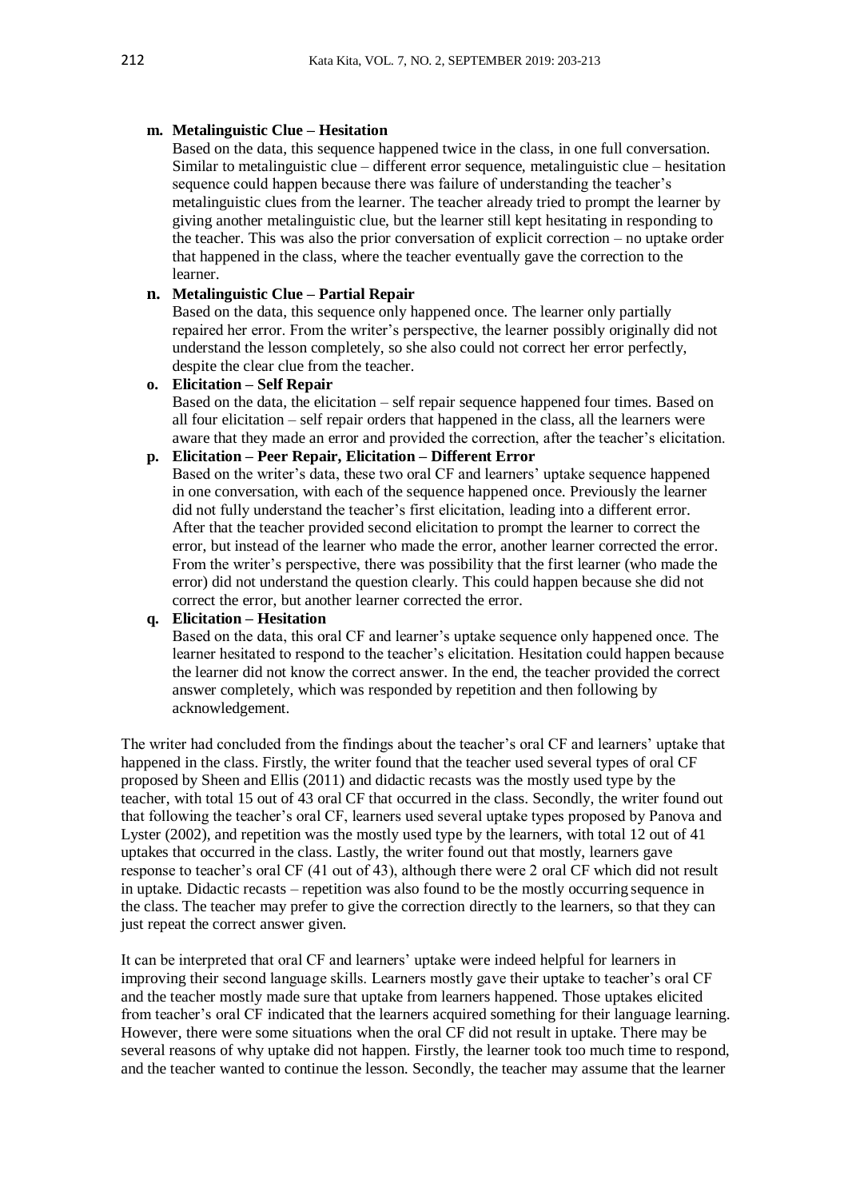**m. Metalinguistic Clue – Hesitation**

Based on the data, this sequence happened twice in the class, in one full conversation. Similar to metalinguistic clue – different error sequence, metalinguistic clue – hesitation sequence could happen because there was failure of understanding the teacher's metalinguistic clues from the learner. The teacher already tried to prompt the learner by giving another metalinguistic clue, but the learner still kept hesitating in responding to the teacher. This was also the prior conversation of explicit correction – no uptake order that happened in the class, where the teacher eventually gave the correction to the learner.

**n. Metalinguistic Clue – Partial Repair**

Based on the data, this sequence only happened once. The learner only partially repaired her error. From the writer's perspective, the learner possibly originally did not understand the lesson completely, so she also could not correct her error perfectly, despite the clear clue from the teacher.

**o. Elicitation – Self Repair**

Based on the data, the elicitation – self repair sequence happened four times. Based on all four elicitation – self repair orders that happened in the class, all the learners were aware that they made an error and provided the correction, after the teacher's elicitation.

**p. Elicitation – Peer Repair, Elicitation – Different Error**

Based on the writer's data, these two oral CF and learners' uptake sequence happened in one conversation, with each of the sequence happened once. Previously the learner did not fully understand the teacher's first elicitation, leading into a different error. After that the teacher provided second elicitation to prompt the learner to correct the error, but instead of the learner who made the error, another learner corrected the error. From the writer's perspective, there was possibility that the first learner (who made the error) did not understand the question clearly. This could happen because she did not correct the error, but another learner corrected the error.

**q. Elicitation – Hesitation**

Based on the data, this oral CF and learner's uptake sequence only happened once. The learner hesitated to respond to the teacher's elicitation. Hesitation could happen because the learner did not know the correct answer. In the end, the teacher provided the correct answer completely, which was responded by repetition and then following by acknowledgement.

The writer had concluded from the findings about the teacher's oral CF and learners' uptake that happened in the class. Firstly, the writer found that the teacher used several types of oral CF proposed by Sheen and Ellis (2011) and didactic recasts was the mostly used type by the teacher, with total 15 out of 43 oral CF that occurred in the class. Secondly, the writer found out that following the teacher's oral CF, learners used several uptake types proposed by Panova and Lyster (2002), and repetition was the mostly used type by the learners, with total 12 out of 41 uptakes that occurred in the class. Lastly, the writer found out that mostly, learners gave response to teacher's oral CF (41 out of 43), although there were 2 oral CF which did not result in uptake. Didactic recasts – repetition was also found to be the mostly occurring sequence in the class. The teacher may prefer to give the correction directly to the learners, so that they can just repeat the correct answer given.

It can be interpreted that oral CF and learners' uptake were indeed helpful for learners in improving their second language skills. Learners mostly gave their uptake to teacher's oral CF and the teacher mostly made sure that uptake from learners happened. Those uptakes elicited from teacher's oral CF indicated that the learners acquired something for their language learning. However, there were some situations when the oral CF did not result in uptake. There may be several reasons of why uptake did not happen. Firstly, the learner took too much time to respond, and the teacher wanted to continue the lesson. Secondly, the teacher may assume that the learner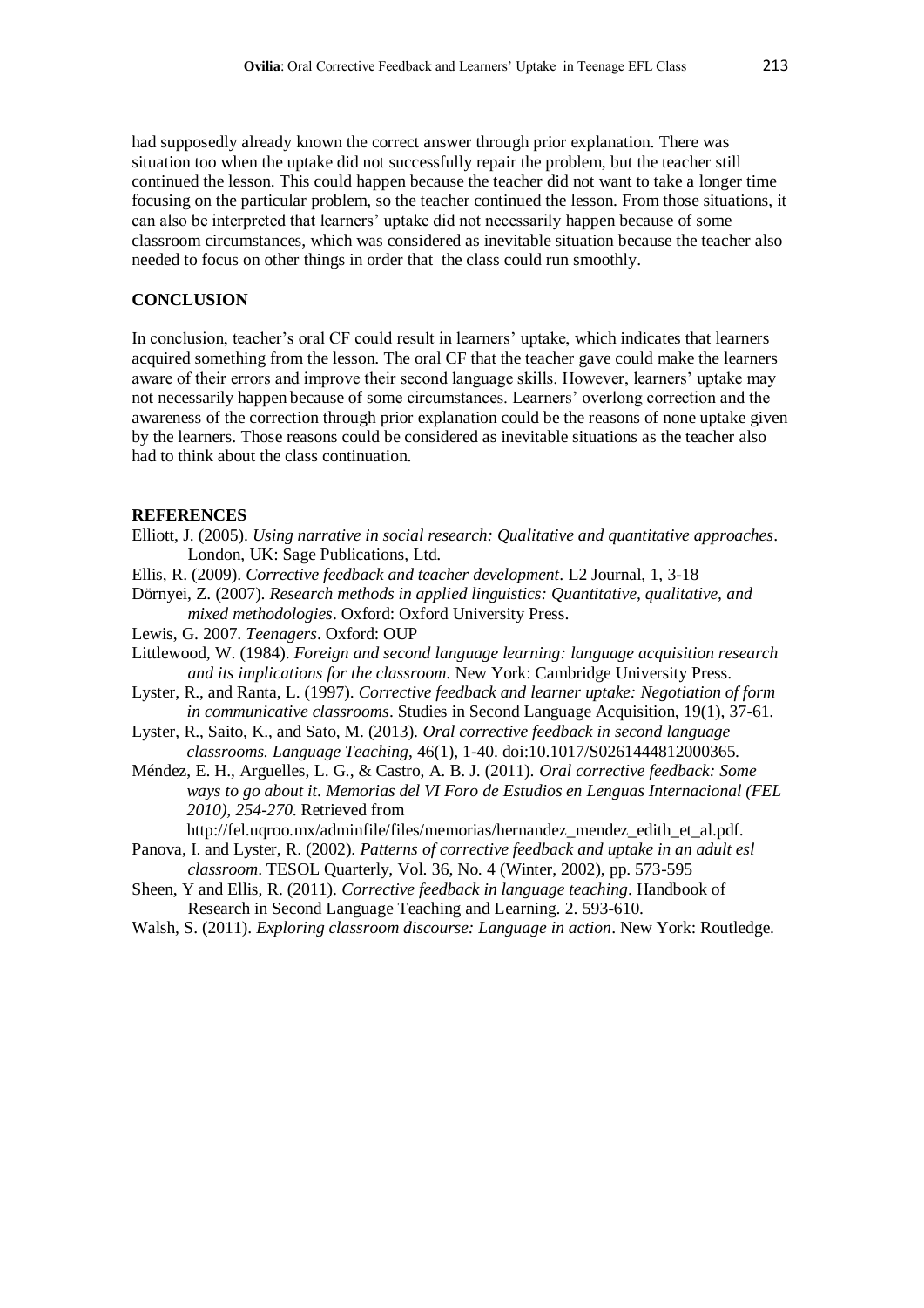had supposedly already known the correct answer through prior explanation. There was situation too when the uptake did not successfully repair the problem, but the teacher still continued the lesson. This could happen because the teacher did not want to take a longer time focusing on the particular problem, so the teacher continued the lesson. From those situations, it can also be interpreted that learners' uptake did not necessarily happen because of some classroom circumstances, which was considered as inevitable situation because the teacher also needed to focus on other things in order that the class could run smoothly.

## CONCLUSION

In conclusion, teacher's oral CF could result in learners' uptake, which indicates that learners acquired something from the lesson. The oral CF that the teacher gave could make the learners aware of their errors and improve their second language skills. However, learners' uptake may not necessarily happen because of some circumstances. Learners' overlong correction and the awareness of the correction through prior explanation could be the reasons of none uptake given by the learners. Those reasons could be considered as inevitable situations as the teacher also had to think about the class continuation.

## REFERENCES

Elliott, J. (2005). *Using narrative in social research: Qualitative and quantitative approaches*. London, UK: Sage Publications, Ltd.

Ellis, R. (2009). *Corrective feedback and teacher development*. L2 Journal, 1, 3-18

Dörnyei, Z. (2007). *Research methods in applied linguistics: Quantitative, qualitative, and mixed methodologies*. Oxford: Oxford University Press.

Lewis, G. 2007. *Teenagers*. Oxford: OUP

Littlewood, W. (1984). *Foreign and second language learning: language acquisition research and its implications for the classroom*. New York: Cambridge University Press.

Lyster, R., and Ranta, L. (1997). *Corrective feedback and learner uptake: Negotiation of form in communicative classrooms*. Studies in Second Language Acquisition, 19(1), 37-61.

Lyster, R., Saito, K., and Sato, M. (2013). *Oral corrective feedback in second language classrooms. Language Teaching*, 46(1), 1-40. doi:10.1017/S0261444812000365.

Méndez, E. H., Arguelles, L. G., & Castro, A. B. J. (2011). *Oral corrective feedback: Some ways to go about it. Memorias del VI Foro de Estudios en Lenguas Internacional (FEL 2010), 254-270.* Retrieved from http://fel.uqroo.mx/adminfile/files/memorias/hernandez_mendez_edith_et_al.pdf.

Panova, I. and Lyster, R. (2002). *Patterns of corrective feedback and uptake in an adult esl classroom*. TESOL Quarterly, Vol. 36, No. 4 (Winter, 2002), pp. 573-595

Sheen, Y and Ellis, R. (2011). *Corrective feedback in language teaching*. Handbook of Research in Second Language Teaching and Learning. 2. 593-610.

Walsh, S. (2011). *Exploring classroom discourse: Language in action*. New York: Routledge.